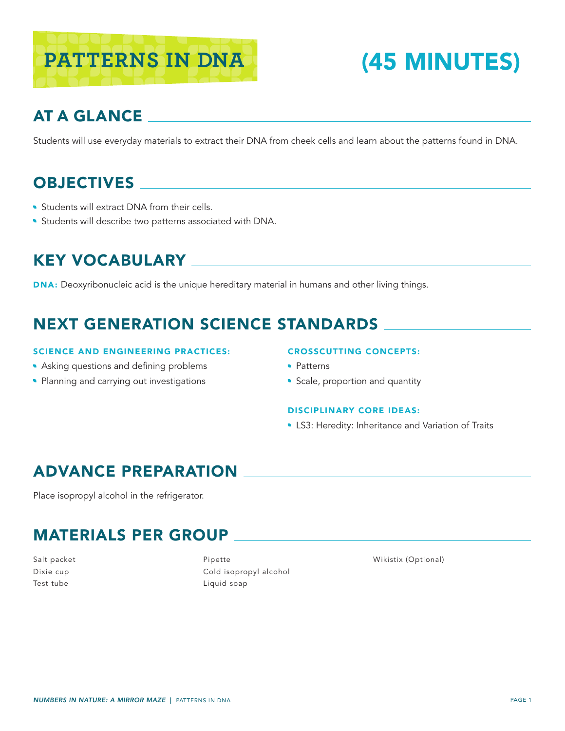# PATTERNS IN DNA (45 MINUTES)

## AT A GLANCE

Students will use everyday materials to extract their DNA from cheek cells and learn about the patterns found in DNA.

## OBJECTIVES

- Students will extract DNA from their cells.
- Students will describe two patterns associated with DNA.

## KEY VOCABULARY

**DNA:** Deoxyribonucleic acid is the unique hereditary material in humans and other living things.

## NEXT GENERATION SCIENCE STANDARDS

### SCIENCE AND ENGINEERING PRACTICES:

- Asking questions and defining problems
- Planning and carrying out investigations

### CROSSCUTTING CONCEPTS:

- Patterns
- Scale, proportion and quantity

### DISCIPLINARY CORE IDEAS:

- LS3: Heredity: Inheritance and Variation of Traits

## ADVANCE PREPARATION

Place isopropyl alcohol in the refrigerator.

## MATERIALS PER GROUP

Salt packet
Dixie cup
Test tube
Pipette
Cold isopropyl alcohol
Liquid soap
Wikistix (Optional)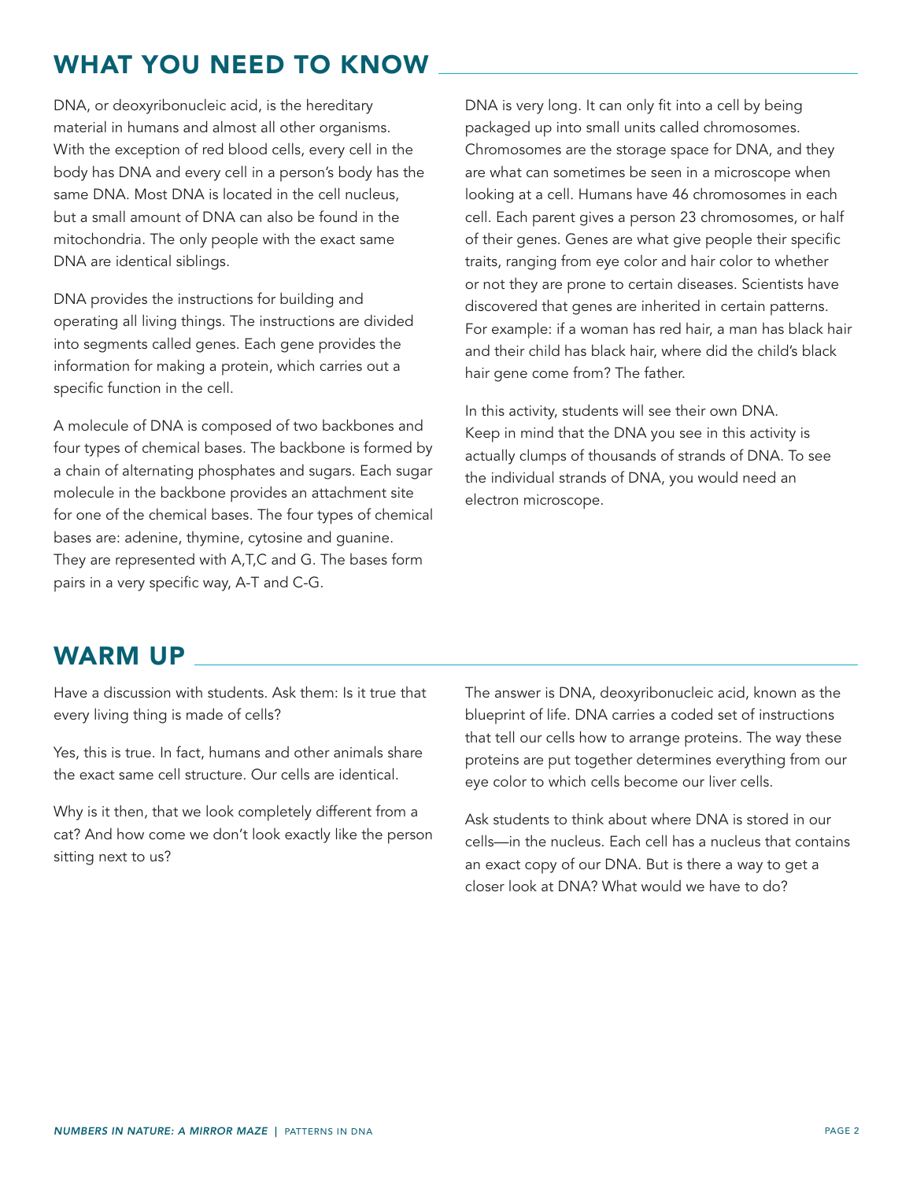## WHAT YOU NEED TO KNOW

DNA, or deoxyribonucleic acid, is the hereditary material in humans and almost all other organisms. With the exception of red blood cells, every cell in the body has DNA and every cell in a person's body has the same DNA. Most DNA is located in the cell nucleus, but a small amount of DNA can also be found in the mitochondria. The only people with the exact same DNA are identical siblings.

DNA provides the instructions for building and operating all living things. The instructions are divided into segments called genes. Each gene provides the information for making a protein, which carries out a specific function in the cell.

A molecule of DNA is composed of two backbones and four types of chemical bases. The backbone is formed by a chain of alternating phosphates and sugars. Each sugar molecule in the backbone provides an attachment site for one of the chemical bases. The four types of chemical bases are: adenine, thymine, cytosine and guanine. They are represented with A,T,C and G. The bases form pairs in a very specific way, A-T and C-G.

DNA is very long. It can only fit into a cell by being packaged up into small units called chromosomes. Chromosomes are the storage space for DNA, and they are what can sometimes be seen in a microscope when looking at a cell. Humans have 46 chromosomes in each cell. Each parent gives a person 23 chromosomes, or half of their genes. Genes are what give people their specific traits, ranging from eye color and hair color to whether or not they are prone to certain diseases. Scientists have discovered that genes are inherited in certain patterns. For example: if a woman has red hair, a man has black hair and their child has black hair, where did the child's black hair gene come from? The father.

In this activity, students will see their own DNA. Keep in mind that the DNA you see in this activity is actually clumps of thousands of strands of DNA. To see the individual strands of DNA, you would need an electron microscope.

## WARM UP

Have a discussion with students. Ask them: Is it true that every living thing is made of cells?

Yes, this is true. In fact, humans and other animals share the exact same cell structure. Our cells are identical.

Why is it then, that we look completely different from a cat? And how come we don't look exactly like the person sitting next to us?

The answer is DNA, deoxyribonucleic acid, known as the blueprint of life. DNA carries a coded set of instructions that tell our cells how to arrange proteins. The way these proteins are put together determines everything from our eye color to which cells become our liver cells.

Ask students to think about where DNA is stored in our cells—in the nucleus. Each cell has a nucleus that contains an exact copy of our DNA. But is there a way to get a closer look at DNA? What would we have to do?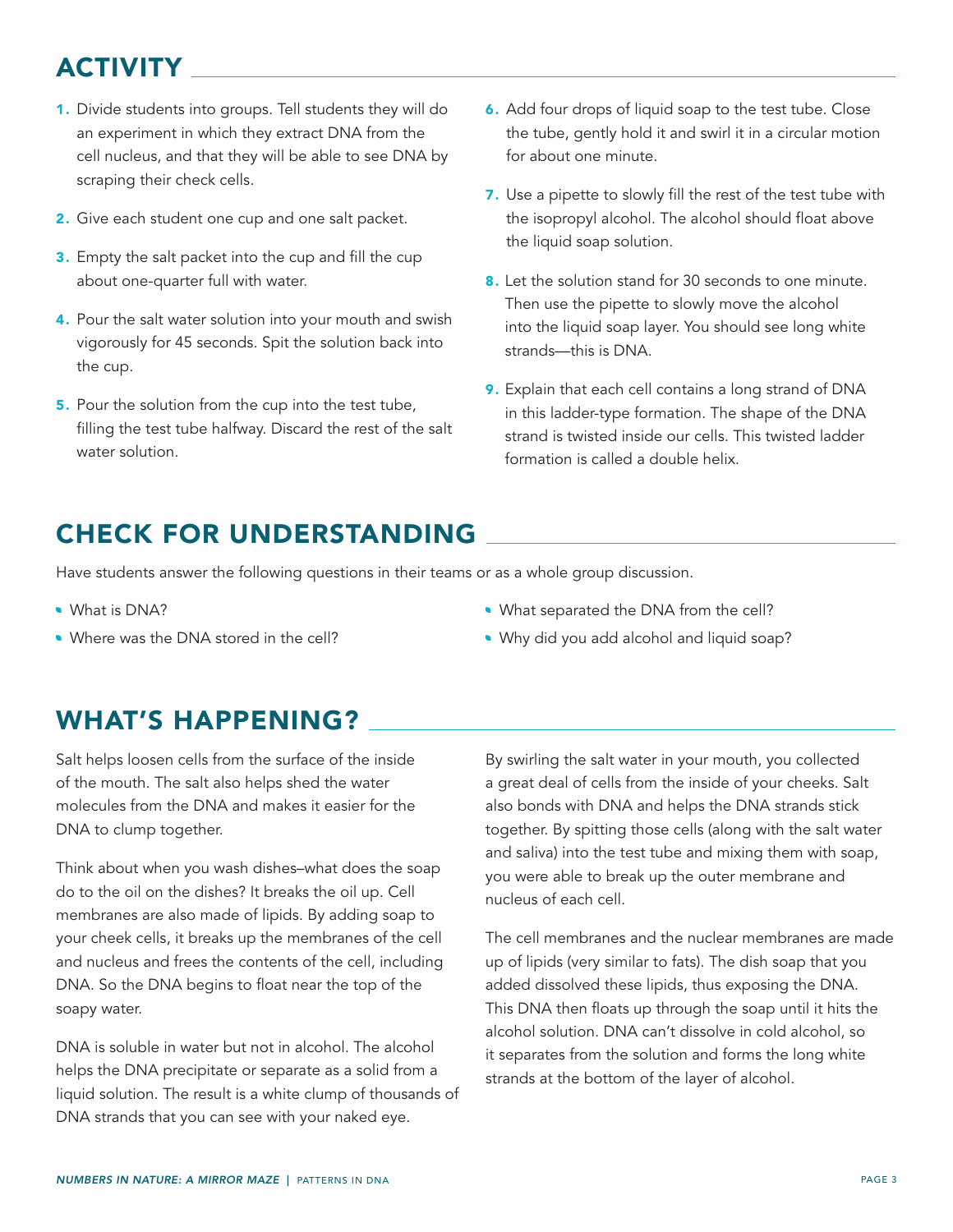## ACTIVITY

1. Divide students into groups. Tell students they will do an experiment in which they extract DNA from the cell nucleus, and that they will be able to see DNA by scraping their check cells.
2. Give each student one cup and one salt packet.
3. Empty the salt packet into the cup and fill the cup about one-quarter full with water.
4. Pour the salt water solution into your mouth and swish vigorously for 45 seconds. Spit the solution back into the cup.
5. Pour the solution from the cup into the test tube, filling the test tube halfway. Discard the rest of the salt water solution.
6. Add four drops of liquid soap to the test tube. Close the tube, gently hold it and swirl it in a circular motion for about one minute.
7. Use a pipette to slowly fill the rest of the test tube with the isopropyl alcohol. The alcohol should float above the liquid soap solution.
8. Let the solution stand for 30 seconds to one minute. Then use the pipette to slowly move the alcohol into the liquid soap layer. You should see long white strands—this is DNA.
9. Explain that each cell contains a long strand of DNA in this ladder-type formation. The shape of the DNA strand is twisted inside our cells. This twisted ladder formation is called a double helix.

## CHECK FOR UNDERSTANDING

Have students answer the following questions in their teams or as a whole group discussion.

- What is DNA?
- Where was the DNA stored in the cell?
- What separated the DNA from the cell?
- Why did you add alcohol and liquid soap?

## WHAT'S HAPPENING?

Salt helps loosen cells from the surface of the inside of the mouth. The salt also helps shed the water molecules from the DNA and makes it easier for the DNA to clump together.

Think about when you wash dishes–what does the soap do to the oil on the dishes? It breaks the oil up. Cell membranes are also made of lipids. By adding soap to your cheek cells, it breaks up the membranes of the cell and nucleus and frees the contents of the cell, including DNA. So the DNA begins to float near the top of the soapy water.

DNA is soluble in water but not in alcohol. The alcohol helps the DNA precipitate or separate as a solid from a liquid solution. The result is a white clump of thousands of DNA strands that you can see with your naked eye.

By swirling the salt water in your mouth, you collected a great deal of cells from the inside of your cheeks. Salt also bonds with DNA and helps the DNA strands stick together. By spitting those cells (along with the salt water and saliva) into the test tube and mixing them with soap, you were able to break up the outer membrane and nucleus of each cell.

The cell membranes and the nuclear membranes are made up of lipids (very similar to fats). The dish soap that you added dissolved these lipids, thus exposing the DNA. This DNA then floats up through the soap until it hits the alcohol solution. DNA can't dissolve in cold alcohol, so it separates from the solution and forms the long white strands at the bottom of the layer of alcohol.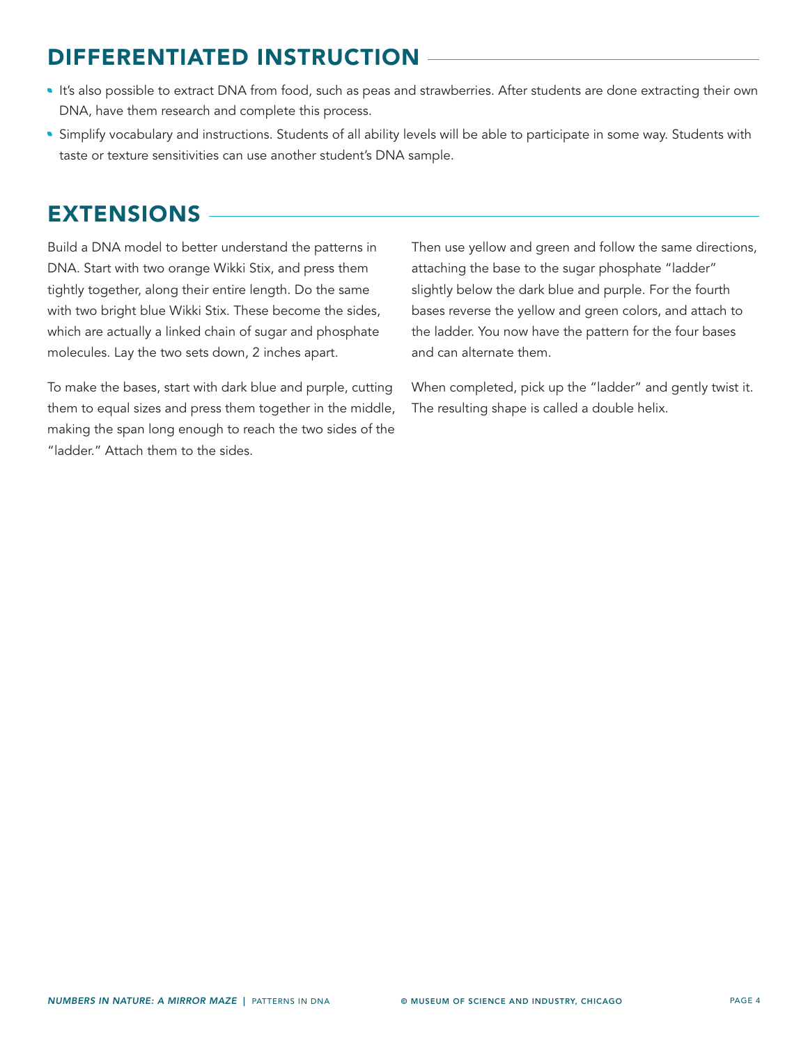## DIFFERENTIATED INSTRUCTION

- It's also possible to extract DNA from food, such as peas and strawberries. After students are done extracting their own DNA, have them research and complete this process.
- Simplify vocabulary and instructions. Students of all ability levels will be able to participate in some way. Students with taste or texture sensitivities can use another student's DNA sample.

## EXTENSIONS

Build a DNA model to better understand the patterns in DNA. Start with two orange Wikki Stix, and press them tightly together, along their entire length. Do the same with two bright blue Wikki Stix. These become the sides, which are actually a linked chain of sugar and phosphate molecules. Lay the two sets down, 2 inches apart.

To make the bases, start with dark blue and purple, cutting them to equal sizes and press them together in the middle, making the span long enough to reach the two sides of the "ladder." Attach them to the sides.

Then use yellow and green and follow the same directions, attaching the base to the sugar phosphate "ladder" slightly below the dark blue and purple. For the fourth bases reverse the yellow and green colors, and attach to the ladder. You now have the pattern for the four bases and can alternate them.

When completed, pick up the "ladder" and gently twist it. The resulting shape is called a double helix.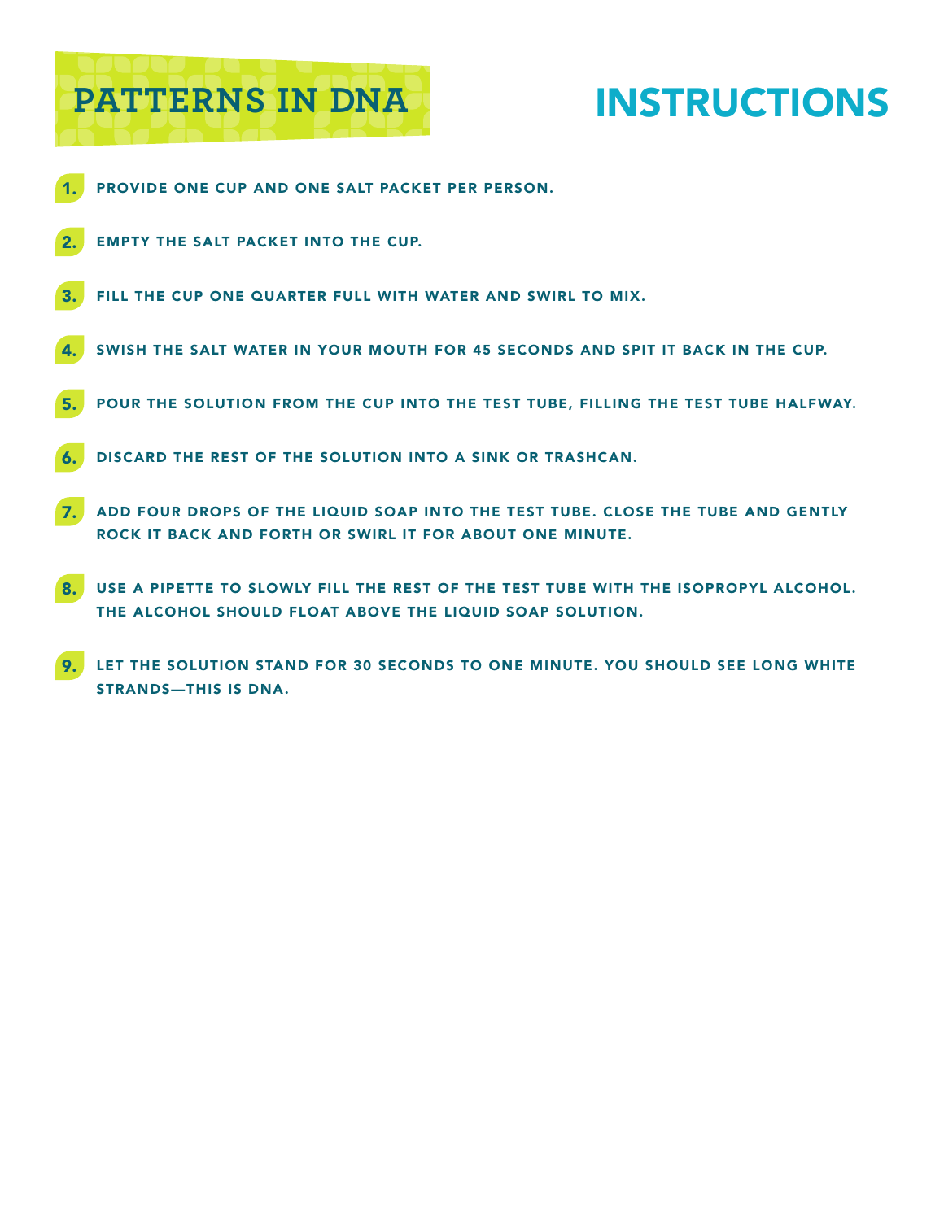# PATTERNS IN DNA

# INSTRUCTIONS

1. PROVIDE ONE CUP AND ONE SALT PACKET PER PERSON.
2. EMPTY THE SALT PACKET INTO THE CUP.
3. FILL THE CUP ONE QUARTER FULL WITH WATER AND SWIRL TO MIX.
4. SWISH THE SALT WATER IN YOUR MOUTH FOR 45 SECONDS AND SPIT IT BACK IN THE CUP.
5. POUR THE SOLUTION FROM THE CUP INTO THE TEST TUBE, FILLING THE TEST TUBE HALFWAY.
6. DISCARD THE REST OF THE SOLUTION INTO A SINK OR TRASHCAN.
7. ADD FOUR DROPS OF THE LIQUID SOAP INTO THE TEST TUBE. CLOSE THE TUBE AND GENTLY ROCK IT BACK AND FORTH OR SWIRL IT FOR ABOUT ONE MINUTE.
8. USE A PIPETTE TO SLOWLY FILL THE REST OF THE TEST TUBE WITH THE ISOPROPYL ALCOHOL. THE ALCOHOL SHOULD FLOAT ABOVE THE LIQUID SOAP SOLUTION.
9. LET THE SOLUTION STAND FOR 30 SECONDS TO ONE MINUTE. YOU SHOULD SEE LONG WHITE STRANDS—THIS IS DNA.